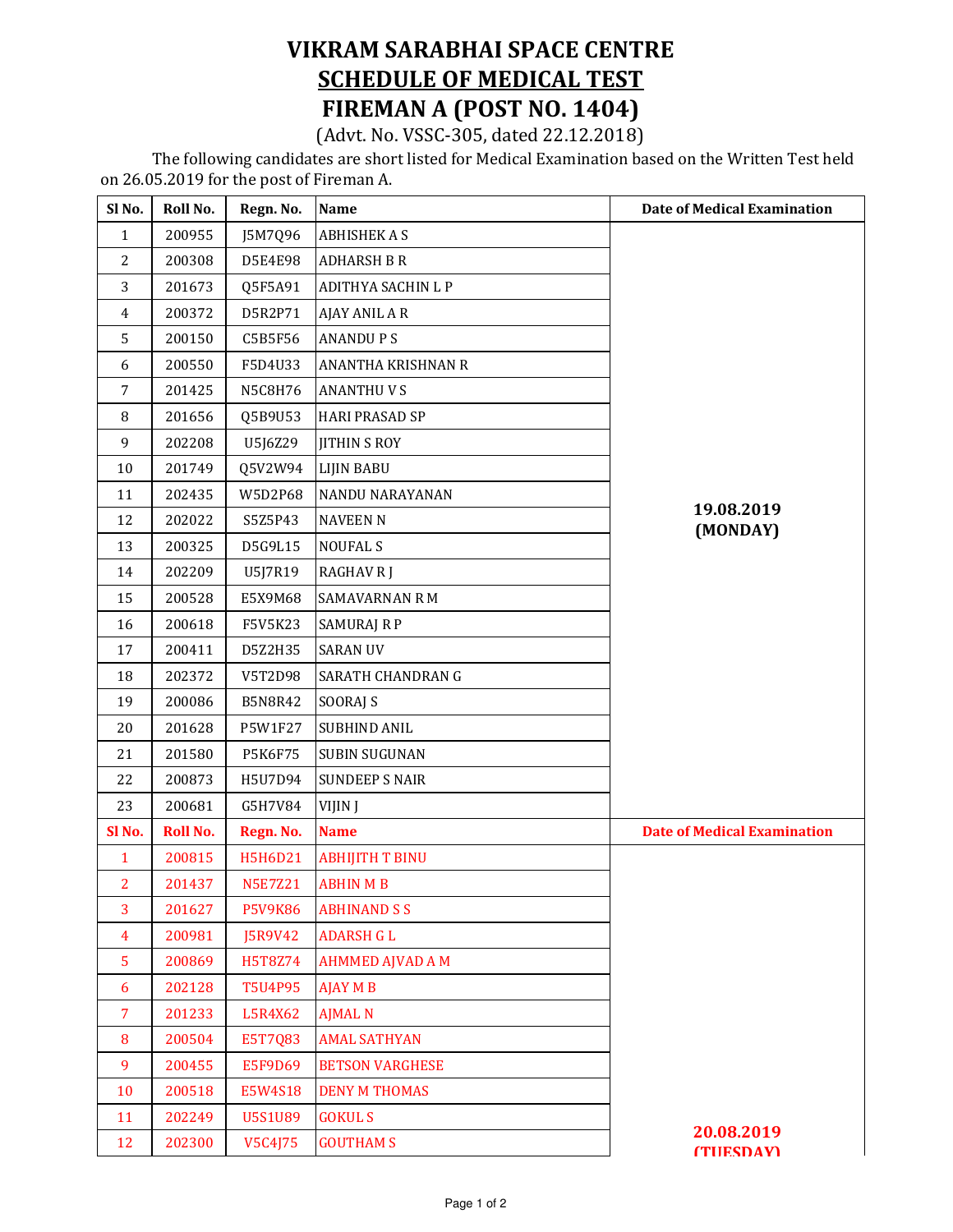# VIKRAM SARABHAI SPACE CENTRE

## SCHEDULE OF MEDICAL TEST

## FIREMAN A (POST NO. 1404)

(Advt. No. VSSC-305, dated 22.12.2018)

The following candidates are short listed for Medical Examination based on the Written Test held on 26.05.2019 for the post of Fireman A.

| Sl No. | Roll No. | Regn. No. | Name | Date of Medical Examination |
|---|---|---|---|---|
| 1 | 200955 | J5M7Q96 | ABHISHEK A S | 19.08.2019 (MONDAY) |
| 2 | 200308 | D5E4E98 | ADHARSH B R | |
| 3 | 201673 | Q5F5A91 | ADITHYA SACHIN L P | |
| 4 | 200372 | D5R2P71 | AJAY ANIL A R | |
| 5 | 200150 | C5B5F56 | ANANDU P S | |
| 6 | 200550 | F5D4U33 | ANANTHA KRISHNAN R | |
| 7 | 201425 | N5C8H76 | ANANTHU V S | |
| 8 | 201656 | Q5B9U53 | HARI PRASAD SP | |
| 9 | 202208 | U5J6Z29 | JITHIN S ROY | |
| 10 | 201749 | Q5V2W94 | LIJIN BABU | |
| 11 | 202435 | W5D2P68 | NANDU NARAYANAN | |
| 12 | 202022 | S5Z5P43 | NAVEEN N | |
| 13 | 200325 | D5G9L15 | NOUFAL S | |
| 14 | 202209 | U5J7R19 | RAGHAV R J | |
| 15 | 200528 | E5X9M68 | SAMAVARNAN R M | |
| 16 | 200618 | F5V5K23 | SAMURAJ R P | |
| 17 | 200411 | D5Z2H35 | SARAN UV | |
| 18 | 202372 | V5T2D98 | SARATH CHANDRAN G | |
| 19 | 200086 | B5N8R42 | SOORAJ S | |
| 20 | 201628 | P5W1F27 | SUBHIND ANIL | |
| 21 | 201580 | P5K6F75 | SUBIN SUGUNAN | |
| 22 | 200873 | H5U7D94 | SUNDEEP S NAIR | |
| 23 | 200681 | G5H7V84 | VIJIN J | |

| Sl No. | Roll No. | Regn. No. | Name | Date of Medical Examination |
|---|---|---|---|---|
| 1 | 200815 | H5H6D21 | ABHIJITH T BINU | 20.08.2019 (TUESDAY) |
| 2 | 201437 | N5E7Z21 | ABHIN M B | |
| 3 | 201627 | P5V9K86 | ABHINAND S S | |
| 4 | 200981 | J5R9V42 | ADARSH G L | |
| 5 | 200869 | H5T8Z74 | AHMMED AJVAD A M | |
| 6 | 202128 | T5U4P95 | AJAY M B | |
| 7 | 201233 | L5R4X62 | AJMAL N | |
| 8 | 200504 | E5T7Q83 | AMAL SATHYAN | |
| 9 | 200455 | E5F9D69 | BETSON VARGHESE | |
| 10 | 200518 | E5W4S18 | DENY M THOMAS | |
| 11 | 202249 | U5S1U89 | GOKUL S | |
| 12 | 202300 | V5C4J75 | GOUTHAM S | |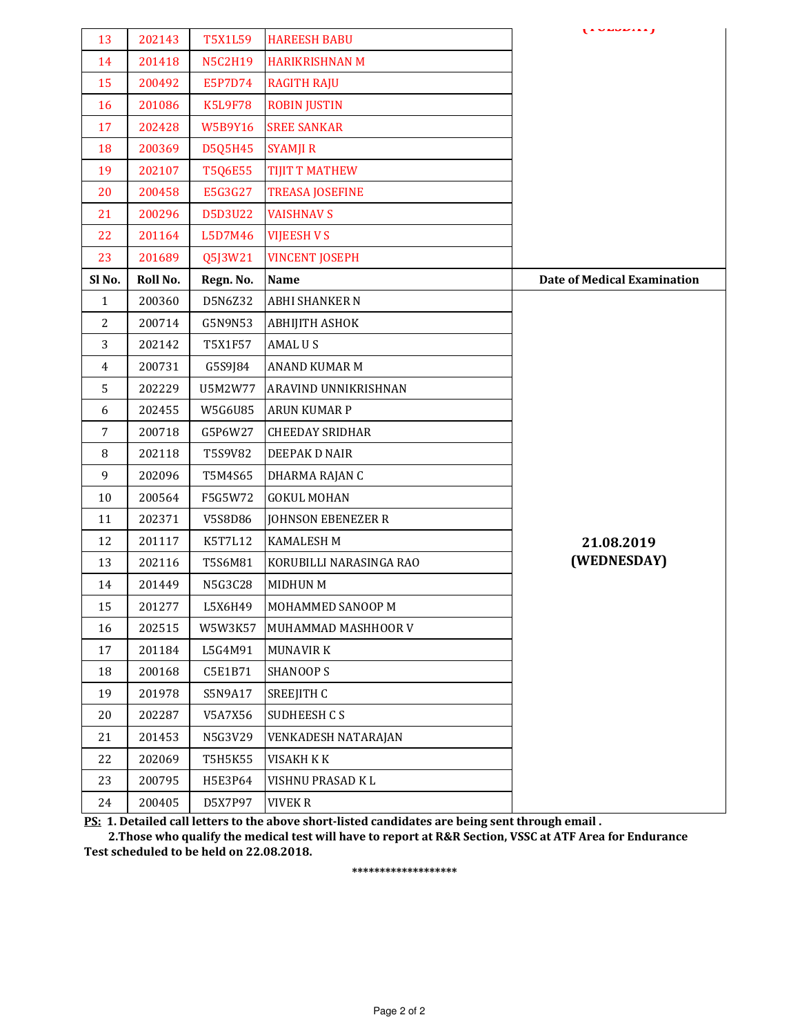| | | | | |
|---|---|---|---|---|
| 13 | 202143 | T5X1L59 | HAREESH BABU | (TUESDAY) |
| 14 | 201418 | N5C2H19 | HARIKRISHNAN M | |
| 15 | 200492 | E5P7D74 | RAGITH RAJU | |
| 16 | 201086 | K5L9F78 | ROBIN JUSTIN | |
| 17 | 202428 | W5B9Y16 | SREE SANKAR | |
| 18 | 200369 | D5Q5H45 | SYAMJI R | |
| 19 | 202107 | T5Q6E55 | TIJIT T MATHEW | |
| 20 | 200458 | E5G3G27 | TREASA JOSEFINE | |
| 21 | 200296 | D5D3U22 | VAISHNAV S | |
| 22 | 201164 | L5D7M46 | VIJEESH V S | |
| 23 | 201689 | Q5J3W21 | VINCENT JOSEPH | |

| Sl No. | Roll No. | Regn. No. | Name | Date of Medical Examination |
|---|---|---|---|---|
| 1 | 200360 | D5N6Z32 | ABHI SHANKER N | 21.08.2019 (WEDNESDAY) |
| 2 | 200714 | G5N9N53 | ABHIJITH ASHOK | |
| 3 | 202142 | T5X1F57 | AMAL U S | |
| 4 | 200731 | G5S9J84 | ANAND KUMAR M | |
| 5 | 202229 | U5M2W77 | ARAVIND UNNIKRISHNAN | |
| 6 | 202455 | W5G6U85 | ARUN KUMAR P | |
| 7 | 200718 | G5P6W27 | CHEEDAY SRIDHAR | |
| 8 | 202118 | T5S9V82 | DEEPAK D NAIR | |
| 9 | 202096 | T5M4S65 | DHARMA RAJAN C | |
| 10 | 200564 | F5G5W72 | GOKUL MOHAN | |
| 11 | 202371 | V5S8D86 | JOHNSON EBENEZER R | |
| 12 | 201117 | K5T7L12 | KAMALESH M | |
| 13 | 202116 | T5S6M81 | KORUBILLI NARASINGA RAO | |
| 14 | 201449 | N5G3C28 | MIDHUN M | |
| 15 | 201277 | L5X6H49 | MOHAMMED SANOOP M | |
| 16 | 202515 | W5W3K57 | MUHAMMAD MASHHOOR V | |
| 17 | 201184 | L5G4M91 | MUNAVIR K | |
| 18 | 200168 | C5E1B71 | SHANOOP S | |
| 19 | 201978 | S5N9A17 | SREEJITH C | |
| 20 | 202287 | V5A7X56 | SUDHEESH C S | |
| 21 | 201453 | N5G3V29 | VENKADESH NATARAJAN | |
| 22 | 202069 | T5H5K55 | VISAKH K K | |
| 23 | 200795 | H5E3P64 | VISHNU PRASAD K L | |
| 24 | 200405 | D5X7P97 | VIVEK R | |

**PS: 1. Detailed call letters to the above short-listed candidates are being sent through email .**

**2.Those who qualify the medical test will have to report at R&R Section, VSSC at ATF Area for Endurance Test scheduled to be held on 22.08.2018.**

*******************